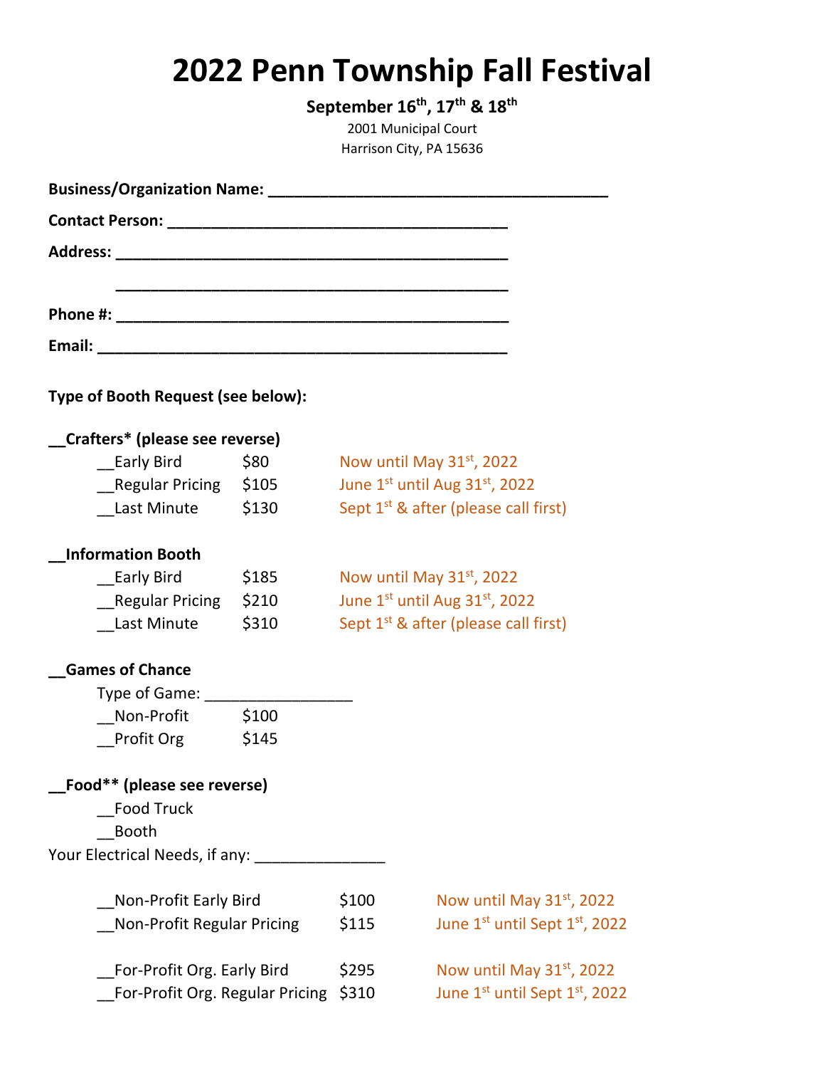# 2022 Penn Township Fall Festival

**September 16th, 17th & 18th**

2001 Municipal Court
Harrison City, PA 15636

**Business/Organization Name:** ________________________________________

**Contact Person:** ________________________________________

**Address:** ________________________________________

________________________________________

**Phone #:** ________________________________________

**Email:** ________________________________________

**Type of Booth Request (see below):**

**__Crafters* (please see reverse)**

| | | |
|---|---|---|
| __Early Bird | $80 | Now until May 31st, 2022 |
| __Regular Pricing | $105 | June 1st until Aug 31st, 2022 |
| __Last Minute | $130 | Sept 1st & after (please call first) |

**__Information Booth**

| | | |
|---|---|---|
| __Early Bird | $185 | Now until May 31st, 2022 |
| __Regular Pricing | $210 | June 1st until Aug 31st, 2022 |
| __Last Minute | $310 | Sept 1st & after (please call first) |

**__Games of Chance**

Type of Game: _________________

| | |
|---|---|
| __Non-Profit | $100 |
| __Profit Org | $145 |

**__Food** (please see reverse)**

__Food Truck

__Booth

Your Electrical Needs, if any: _______________

| | | |
|---|---|---|
| __Non-Profit Early Bird | $100 | Now until May 31st, 2022 |
| __Non-Profit Regular Pricing | $115 | June 1st until Sept 1st, 2022 |
| | | |
| __For-Profit Org. Early Bird | $295 | Now until May 31st, 2022 |
| __For-Profit Org. Regular Pricing | $310 | June 1st until Sept 1st, 2022 |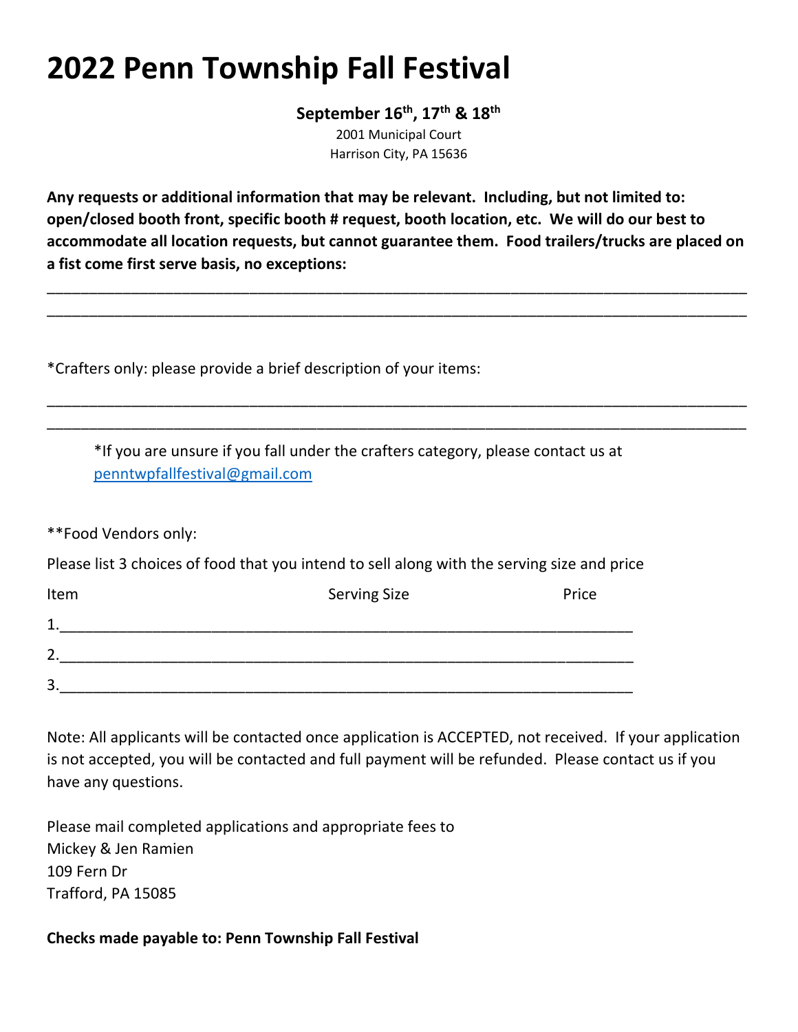# 2022 Penn Township Fall Festival

**September 16th, 17th & 18th**

2001 Municipal Court
Harrison City, PA 15636

**Any requests or additional information that may be relevant. Including, but not limited to: open/closed booth front, specific booth # request, booth location, etc. We will do our best to accommodate all location requests, but cannot guarantee them. Food trailers/trucks are placed on a fist come first serve basis, no exceptions:**

___________________________________________________________________________________
___________________________________________________________________________________

*Crafters only: please provide a brief description of your items:

___________________________________________________________________________________
___________________________________________________________________________________

*If you are unsure if you fall under the crafters category, please contact us at penntwpfallfestival@gmail.com

**Food Vendors only:

Please list 3 choices of food that you intend to sell along with the serving size and price

| Item | Serving Size | Price |
|---|---|---|
| 1.______ | | |
| 2.______ | | |
| 3.______ | | |

Note: All applicants will be contacted once application is ACCEPTED, not received. If your application is not accepted, you will be contacted and full payment will be refunded. Please contact us if you have any questions.

Please mail completed applications and appropriate fees to
Mickey & Jen Ramien
109 Fern Dr
Trafford, PA 15085

**Checks made payable to: Penn Township Fall Festival**